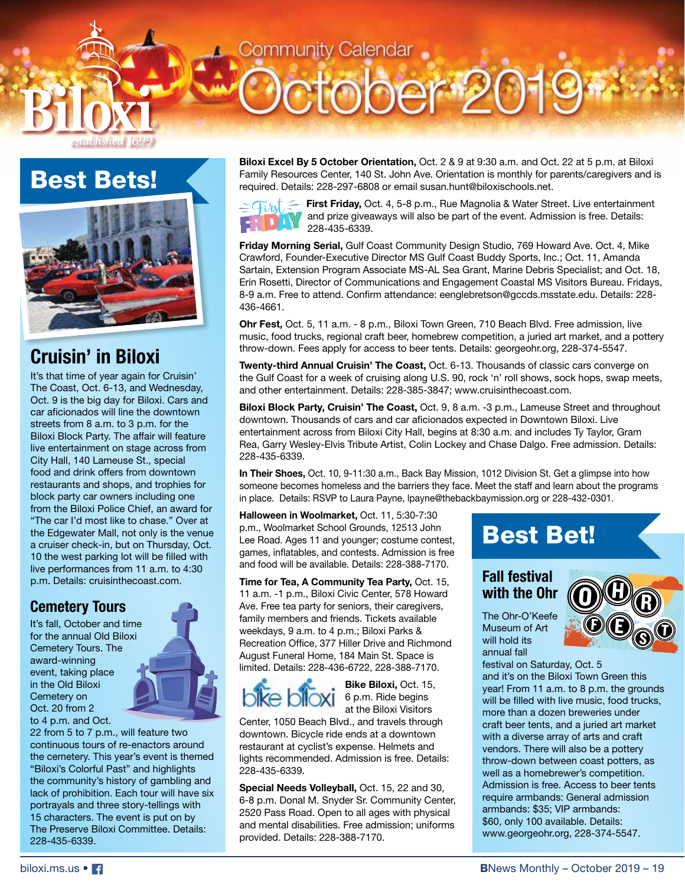# Community Calendar October 2019

## Best Bets!

### Cruisin' in Biloxi

It's that time of year again for Cruisin' The Coast, Oct. 6-13, and Wednesday, Oct. 9 is the big day for Biloxi. Cars and car aficionados will line the downtown streets from 8 a.m. to 3 p.m. for the Biloxi Block Party. The affair will feature live entertainment on stage across from City Hall, 140 Lameuse St., special food and drink offers from downtown restaurants and shops, and trophies for block party car owners including one from the Biloxi Police Chief, an award for "The car I'd most like to chase." Over at the Edgewater Mall, not only is the venue a cruiser check-in, but on Thursday, Oct. 10 the west parking lot will be filled with live performances from 11 a.m. to 4:30 p.m. Details: cruisinthecoast.com.

### Cemetery Tours

It's fall, October and time for the annual Old Biloxi Cemetery Tours. The award-winning event, taking place in the Old Biloxi Cemetery on Oct. 20 from 2 to 4 p.m. and Oct. 22 from 5 to 7 p.m., will feature two continuous tours of re-enactors around the cemetery. This year's event is themed "Biloxi's Colorful Past" and highlights the community's history of gambling and lack of prohibition. Each tour will have six portrayals and three story-tellings with 15 characters. The event is put on by The Preserve Biloxi Committee. Details: 228-435-6339.

**Biloxi Excel By 5 October Orientation,** Oct. 2 & 9 at 9:30 a.m. and Oct. 22 at 5 p.m. at Biloxi Family Resources Center, 140 St. John Ave. Orientation is monthly for parents/caregivers and is required. Details: 228-297-6808 or email susan.hunt@biloxischools.net.

**First Friday,** Oct. 4, 5-8 p.m., Rue Magnolia & Water Street. Live entertainment and prize giveaways will also be part of the event. Admission is free. Details: 228-435-6339.

**Friday Morning Serial,** Gulf Coast Community Design Studio, 769 Howard Ave. Oct. 4, Mike Crawford, Founder-Executive Director MS Gulf Coast Buddy Sports, Inc.; Oct. 11, Amanda Sartain, Extension Program Associate MS-AL Sea Grant, Marine Debris Specialist; and Oct. 18, Erin Rosetti, Director of Communications and Engagement Coastal MS Visitors Bureau. Fridays, 8-9 a.m. Free to attend. Confirm attendance: eenglebretson@gccds.msstate.edu. Details: 228-436-4661.

**Ohr Fest,** Oct. 5, 11 a.m. - 8 p.m., Biloxi Town Green, 710 Beach Blvd. Free admission, live music, food trucks, regional craft beer, homebrew competition, a juried art market, and a pottery throw-down. Fees apply for access to beer tents. Details: georgeohr.org, 228-374-5547.

**Twenty-third Annual Cruisin' The Coast,** Oct. 6-13. Thousands of classic cars converge on the Gulf Coast for a week of cruising along U.S. 90, rock 'n' roll shows, sock hops, swap meets, and other entertainment. Details: 228-385-3847; www.cruisinthecoast.com.

**Biloxi Block Party, Cruisin' The Coast,** Oct. 9, 8 a.m. -3 p.m., Lameuse Street and throughout downtown. Thousands of cars and car aficionados expected in Downtown Biloxi. Live entertainment across from Biloxi City Hall, begins at 8:30 a.m. and includes Ty Taylor, Gram Rea, Garry Wesley-Elvis Tribute Artist, Colin Lockey and Chase Dalgo. Free admission. Details: 228-435-6339.

**In Their Shoes,** Oct. 10, 9-11:30 a.m., Back Bay Mission, 1012 Division St. Get a glimpse into how someone becomes homeless and the barriers they face. Meet the staff and learn about the programs in place. Details: RSVP to Laura Payne, lpayne@thebackbaymission.org or 228-432-0301.

**Halloween in Woolmarket,** Oct. 11, 5:30-7:30 p.m., Woolmarket School Grounds, 12513 John Lee Road. Ages 11 and younger; costume contest, games, inflatables, and contests. Admission is free and food will be available. Details: 228-388-7170.

**Time for Tea, A Community Tea Party,** Oct. 15, 11 a.m. -1 p.m., Biloxi Civic Center, 578 Howard Ave. Free tea party for seniors, their caregivers, family members and friends. Tickets available weekdays, 9 a.m. to 4 p.m.; Biloxi Parks & Recreation Office, 377 Hiller Drive and Richmond August Funeral Home, 184 Main St. Space is limited. Details: 228-436-6722, 228-388-7170.

**Bike Biloxi,** Oct. 15, 6 p.m. Ride begins at the Biloxi Visitors Center, 1050 Beach Blvd., and travels through downtown. Bicycle ride ends at a downtown restaurant at cyclist's expense. Helmets and lights recommended. Admission is free. Details: 228-435-6339.

**Special Needs Volleyball,** Oct. 15, 22 and 30, 6-8 p.m. Donal M. Snyder Sr. Community Center, 2520 Pass Road. Open to all ages with physical and mental disabilities. Free admission; uniforms provided. Details: 228-388-7170.

## Best Bet!

### Fall festival with the Ohr

The Ohr-O'Keefe Museum of Art will hold its annual fall festival on Saturday, Oct. 5 and it's on the Biloxi Town Green this year! From 11 a.m. to 8 p.m. the grounds will be filled with live music, food trucks, more than a dozen breweries under craft beer tents, and a juried art market with a diverse array of arts and craft vendors. There will also be a pottery throw-down between coast potters, as well as a homebrewer's competition. Admission is free. Access to beer tents require armbands: General admission armbands: $35; VIP armbands: $60, only 100 available. Details: www.georgeohr.org, 228-374-5547.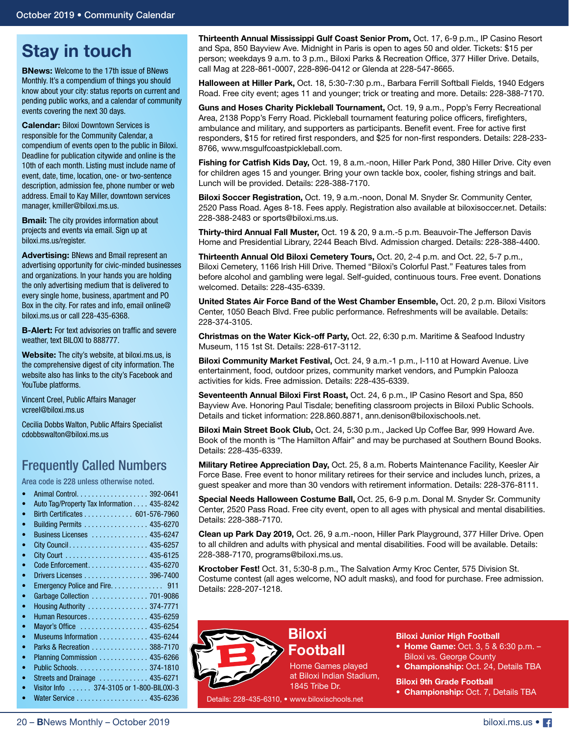## Stay in touch

**BNews:** Welcome to the 17th issue of BNews Monthly. It's a compendium of things you should know about your city: status reports on current and pending public works, and a calendar of community events covering the next 30 days.

**Calendar:** Biloxi Downtown Services is responsible for the Community Calendar, a compendium of events open to the public in Biloxi. Deadline for publication citywide and online is the 10th of each month. Listing must include name of event, date, time, location, one- or two-sentence description, admission fee, phone number or web address. Email to Kay Miller, downtown services manager, kmiller@biloxi.ms.us.

**Bmail:** The city provides information about projects and events via email. Sign up at biloxi.ms.us/register.

**Advertising:** BNews and Bmail represent an advertising opportunity for civic-minded businesses and organizations. In your hands you are holding the only advertising medium that is delivered to every single home, business, apartment and PO Box in the city. For rates and info, email online@biloxi.ms.us or call 228-435-6368.

**B-Alert:** For text advisories on traffic and severe weather, text BILOXI to 888777.

**Website:** The city's website, at biloxi.ms.us, is the comprehensive digest of city information. The website also has links to the city's Facebook and YouTube platforms.

Vincent Creel, Public Affairs Manager
vcreel@biloxi.ms.us

Cecilia Dobbs Walton, Public Affairs Specialist
cdobbswalton@biloxi.ms.us

## Frequently Called Numbers

Area code is 228 unless otherwise noted.

- Animal Control. . . . . . . . . . . . . . . . . . 392-0641
- Auto Tag/Property Tax Information . . . . 435-8242
- Birth Certificates . . . . . . . . . . . . . 601-576-7960
- Building Permits . . . . . . . . . . . . . . . . 435-6270
- Business Licenses . . . . . . . . . . . . . . . 435-6247
- City Council. . . . . . . . . . . . . . . . . . . . 435-6257
- City Court . . . . . . . . . . . . . . . . . . . . . 435-6125
- Code Enforcement. . . . . . . . . . . . . . . 435-6270
- Drivers Licenses . . . . . . . . . . . . . . . . 396-7400
- Emergency Police and Fire. . . . . . . . . . . . . 911
- Garbage Collection . . . . . . . . . . . . . . 701-9086
- Housing Authority . . . . . . . . . . . . . . . 374-7771
- Human Resources . . . . . . . . . . . . . . . 435-6259
- Mayor's Office . . . . . . . . . . . . . . . . . 435-6254
- Museums Information . . . . . . . . . . . . 435-6244
- Parks & Recreation . . . . . . . . . . . . . . 388-7170
- Planning Commission . . . . . . . . . . . . 435-6266
- Public Schools. . . . . . . . . . . . . . . . . . 374-1810
- Streets and Drainage . . . . . . . . . . . . . 435-6271
- Visitor Info . . . . . . 374-3105 or 1-800-BILOXI-3
- Water Service . . . . . . . . . . . . . . . . . . 435-6236

**Thirteenth Annual Mississippi Gulf Coast Senior Prom,** Oct. 17, 6-9 p.m., IP Casino Resort and Spa, 850 Bayview Ave. Midnight in Paris is open to ages 50 and older. Tickets: $15 per person; weekdays 9 a.m. to 3 p.m., Biloxi Parks & Recreation Office, 377 Hiller Drive. Details, call Mag at 228-861-0007, 228-896-0412 or Glenda at 228-547-8665.

**Halloween at Hiller Park,** Oct. 18, 5:30-7:30 p.m., Barbara Ferrill Softball Fields, 1940 Edgers Road. Free city event; ages 11 and younger; trick or treating and more. Details: 228-388-7170.

**Guns and Hoses Charity Pickleball Tournament,** Oct. 19, 9 a.m., Popp's Ferry Recreational Area, 2138 Popp's Ferry Road. Pickleball tournament featuring police officers, firefighters, ambulance and military, and supporters as participants. Benefit event. Free for active first responders, $15 for retired first responders, and $25 for non-first responders. Details: 228-233-8766, www.msgulfcoastpickleball.com.

**Fishing for Catfish Kids Day,** Oct. 19, 8 a.m.-noon, Hiller Park Pond, 380 Hiller Drive. City even for children ages 15 and younger. Bring your own tackle box, cooler, fishing strings and bait. Lunch will be provided. Details: 228-388-7170.

**Biloxi Soccer Registration,** Oct. 19, 9 a.m.-noon, Donal M. Snyder Sr. Community Center, 2520 Pass Road. Ages 8-18. Fees apply. Registration also available at biloxisoccer.net. Details: 228-388-2483 or sports@biloxi.ms.us.

**Thirty-third Annual Fall Muster,** Oct. 19 & 20, 9 a.m.-5 p.m. Beauvoir-The Jefferson Davis Home and Presidential Library, 2244 Beach Blvd. Admission charged. Details: 228-388-4400.

**Thirteenth Annual Old Biloxi Cemetery Tours,** Oct. 20, 2-4 p.m. and Oct. 22, 5-7 p.m., Biloxi Cemetery, 1166 Irish Hill Drive. Themed "Biloxi's Colorful Past." Features tales from before alcohol and gambling were legal. Self-guided, continuous tours. Free event. Donations welcomed. Details: 228-435-6339.

**United States Air Force Band of the West Chamber Ensemble,** Oct. 20, 2 p.m. Biloxi Visitors Center, 1050 Beach Blvd. Free public performance. Refreshments will be available. Details: 228-374-3105.

**Christmas on the Water Kick-off Party,** Oct. 22, 6:30 p.m. Maritime & Seafood Industry Museum, 115 1st St. Details: 228-617-3112.

**Biloxi Community Market Festival,** Oct. 24, 9 a.m.-1 p.m., I-110 at Howard Avenue. Live entertainment, food, outdoor prizes, community market vendors, and Pumpkin Palooza activities for kids. Free admission. Details: 228-435-6339.

**Seventeenth Annual Biloxi First Roast,** Oct. 24, 6 p.m., IP Casino Resort and Spa, 850 Bayview Ave. Honoring Paul Tisdale; benefiting classroom projects in Biloxi Public Schools. Details and ticket information: 228.860.8871, ann.denison@biloxischools.net.

**Biloxi Main Street Book Club,** Oct. 24, 5:30 p.m., Jacked Up Coffee Bar, 999 Howard Ave. Book of the month is "The Hamilton Affair" and may be purchased at Southern Bound Books. Details: 228-435-6339.

**Military Retiree Appreciation Day,** Oct. 25, 8 a.m. Roberts Maintenance Facility, Keesler Air Force Base. Free event to honor military retirees for their service and includes lunch, prizes, a guest speaker and more than 30 vendors with retirement information. Details: 228-376-8111.

**Special Needs Halloween Costume Ball,** Oct. 25, 6-9 p.m. Donal M. Snyder Sr. Community Center, 2520 Pass Road. Free city event, open to all ages with physical and mental disabilities. Details: 228-388-7170.

**Clean up Park Day 2019,** Oct. 26, 9 a.m.-noon, Hiller Park Playground, 377 Hiller Drive. Open to all children and adults with physical and mental disabilities. Food will be available. Details: 228-388-7170, programs@biloxi.ms.us.

**Kroctober Fest!** Oct. 31, 5:30-8 p.m., The Salvation Army Kroc Center, 575 Division St. Costume contest (all ages welcome, NO adult masks), and food for purchase. Free admission. Details: 228-207-1218.

## Biloxi Football

Home Games played at Biloxi Indian Stadium, 1845 Tribe Dr.

Details: 228-435-6310, • www.biloxischools.net

**Biloxi Junior High Football**

- **Home Game:** Oct. 3, 5 & 6:30 p.m. – Biloxi vs. George County
- **Championship:** Oct. 24, Details TBA

**Biloxi 9th Grade Football**

- **Championship:** Oct. 7, Details TBA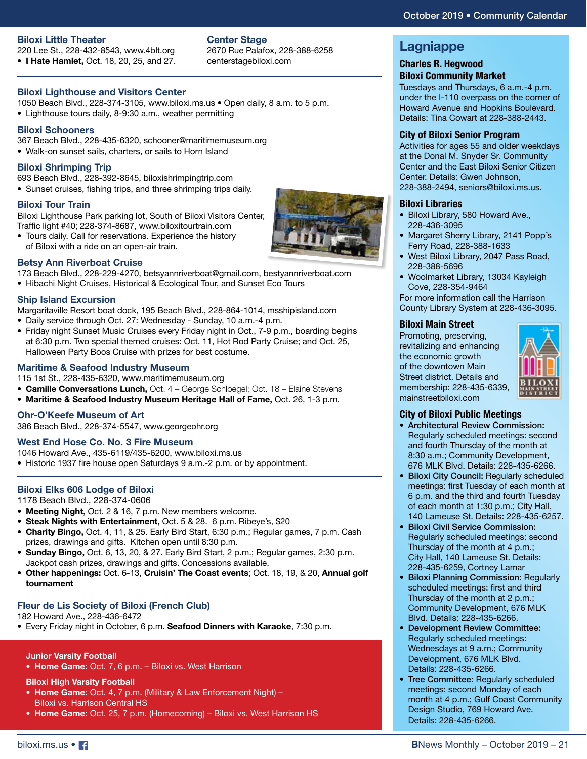### Biloxi Little Theater

220 Lee St., 228-432-8543, www.4blt.org
- **I Hate Hamlet,** Oct. 18, 20, 25, and 27.

### Center Stage

2670 Rue Palafox, 228-388-6258
centerstagebiloxi.com

---

### Biloxi Lighthouse and Visitors Center

1050 Beach Blvd., 228-374-3105, www.biloxi.ms.us • Open daily, 8 a.m. to 5 p.m.
- Lighthouse tours daily, 8-9:30 a.m., weather permitting

### Biloxi Schooners

367 Beach Blvd., 228-435-6320, schooner@maritimemuseum.org
- Walk-on sunset sails, charters, or sails to Horn Island

### Biloxi Shrimping Trip

693 Beach Blvd., 228-392-8645, biloxishrimpingtrip.com
- Sunset cruises, fishing trips, and three shrimping trips daily.

### Biloxi Tour Train

Biloxi Lighthouse Park parking lot, South of Biloxi Visitors Center, Traffic light #40; 228-374-8687, www.biloxitourtrain.com
- Tours daily. Call for reservations. Experience the history of Biloxi with a ride on an open-air train.

### Betsy Ann Riverboat Cruise

173 Beach Blvd., 228-229-4270, betsyannriverboat@gmail.com, bestyannriverboat.com
- Hibachi Night Cruises, Historical & Ecological Tour, and Sunset Eco Tours

### Ship Island Excursion

Margaritaville Resort boat dock, 195 Beach Blvd., 228-864-1014, msshipisland.com
- Daily service through Oct. 27: Wednesday - Sunday, 10 a.m.-4 p.m.
- Friday night Sunset Music Cruises every Friday night in Oct., 7-9 p.m., boarding begins at 6:30 p.m. Two special themed cruises: Oct. 11, Hot Rod Party Cruise; and Oct. 25, Halloween Party Boos Cruise with prizes for best costume.

### Maritime & Seafood Industry Museum

115 1st St., 228-435-6320, www.maritimemuseum.org
- **Camille Conversations Lunch,** Oct. 4 – George Schloegel; Oct. 18 – Elaine Stevens
- **Maritime & Seafood Industry Museum Heritage Hall of Fame,** Oct. 26, 1-3 p.m.

### Ohr-O'Keefe Museum of Art

386 Beach Blvd., 228-374-5547, www.georgeohr.org

### West End Hose Co. No. 3 Fire Museum

1046 Howard Ave., 435-6119/435-6200, www.biloxi.ms.us
- Historic 1937 fire house open Saturdays 9 a.m.-2 p.m. or by appointment.

---

### Biloxi Elks 606 Lodge of Biloxi

1178 Beach Blvd., 228-374-0606
- **Meeting Night,** Oct. 2 & 16, 7 p.m. New members welcome.
- **Steak Nights with Entertainment,** Oct. 5 & 28. 6 p.m. Ribeye's, $20
- **Charity Bingo,** Oct. 4, 11, & 25. Early Bird Start, 6:30 p.m.; Regular games, 7 p.m. Cash prizes, drawings and gifts. Kitchen open until 8:30 p.m.
- **Sunday Bingo,** Oct. 6, 13, 20, & 27. Early Bird Start, 2 p.m.; Regular games, 2:30 p.m. Jackpot cash prizes, drawings and gifts. Concessions available.
- **Other happenings:** Oct. 6-13, **Cruisin' The Coast events**; Oct. 18, 19, & 20, **Annual golf tournament**

### Fleur de Lis Society of Biloxi (French Club)

182 Howard Ave., 228-436-6472
- Every Friday night in October, 6 p.m. **Seafood Dinners with Karaoke**, 7:30 p.m.

**Junior Varsity Football**
- **Home Game:** Oct. 7, 6 p.m. – Biloxi vs. West Harrison

**Biloxi High Varsity Football**
- **Home Game:** Oct. 4, 7 p.m. (Military & Law Enforcement Night) – Biloxi vs. Harrison Central HS
- **Home Game:** Oct. 25, 7 p.m. (Homecoming) – Biloxi vs. West Harrison HS

## Lagniappe

### Charles R. Hegwood Biloxi Community Market

Tuesdays and Thursdays, 6 a.m.-4 p.m. under the I-110 overpass on the corner of Howard Avenue and Hopkins Boulevard. Details: Tina Cowart at 228-388-2443.

### City of Biloxi Senior Program

Activities for ages 55 and older weekdays at the Donal M. Snyder Sr. Community Center and the East Biloxi Senior Citizen Center. Details: Gwen Johnson, 228-388-2494, seniors@biloxi.ms.us.

### Biloxi Libraries

- Biloxi Library, 580 Howard Ave., 228-436-3095
- Margaret Sherry Library, 2141 Popp's Ferry Road, 228-388-1633
- West Biloxi Library, 2047 Pass Road, 228-388-5696
- Woolmarket Library, 13034 Kayleigh Cove, 228-354-9464

For more information call the Harrison County Library System at 228-436-3095.

### Biloxi Main Street

Promoting, preserving, revitalizing and enhancing the economic growth of the downtown Main Street district. Details and membership: 228-435-6339, mainstreetbiloxi.com

### City of Biloxi Public Meetings

- **Architectural Review Commission:** Regularly scheduled meetings: second and fourth Thursday of the month at 8:30 a.m.; Community Development, 676 MLK Blvd. Details: 228-435-6266.
- **Biloxi City Council:** Regularly scheduled meetings: first Tuesday of each month at 6 p.m. and the third and fourth Tuesday of each month at 1:30 p.m.; City Hall, 140 Lameuse St. Details: 228-435-6257.
- **Biloxi Civil Service Commission:** Regularly scheduled meetings: second Thursday of the month at 4 p.m.; City Hall, 140 Lameuse St. Details: 228-435-6259, Cortney Lamar
- **Biloxi Planning Commission:** Regularly scheduled meetings: first and third Thursday of the month at 2 p.m.; Community Development, 676 MLK Blvd. Details: 228-435-6266.
- **Development Review Committee:** Regularly scheduled meetings: Wednesdays at 9 a.m.; Community Development, 676 MLK Blvd. Details: 228-435-6266.
- **Tree Committee:** Regularly scheduled meetings: second Monday of each month at 4 p.m.; Gulf Coast Community Design Studio, 769 Howard Ave. Details: 228-435-6266.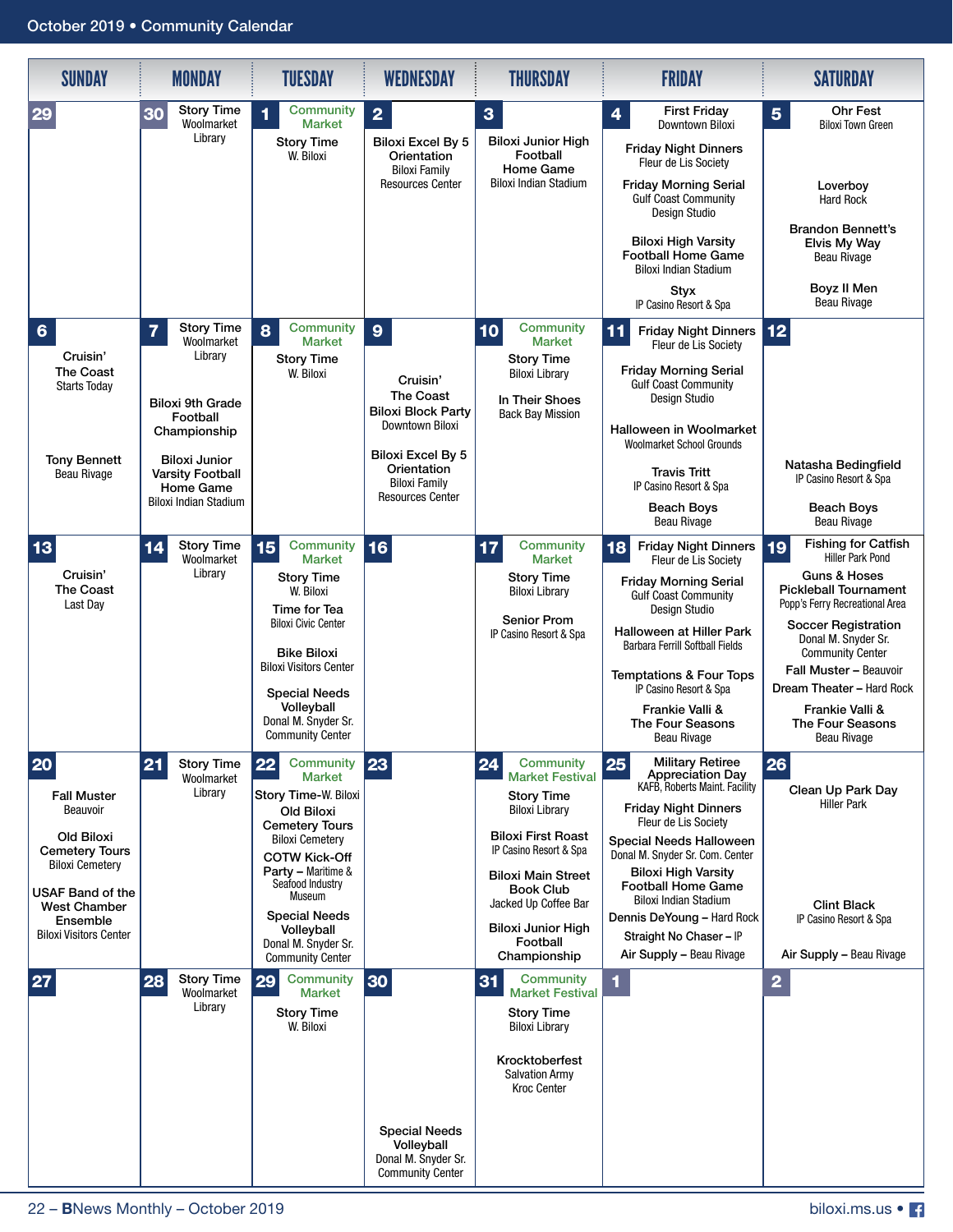# October 2019 • Community Calendar

| SUNDAY | MONDAY | TUESDAY | WEDNESDAY | THURSDAY | FRIDAY | SATURDAY |
|---|---|---|---|---|---|---|
| 29 | 30 Story Time Woolmarket Library | 1 Community Market; Story Time W. Biloxi | 2 Biloxi Excel By 5 Orientation Biloxi Family Resources Center | 3 Biloxi Junior High Football Home Game Biloxi Indian Stadium | 4 First Friday Downtown Biloxi; Friday Night Dinners Fleur de Lis Society; Friday Morning Serial Gulf Coast Community Design Studio; Biloxi High Varsity Football Home Game Biloxi Indian Stadium; Styx IP Casino Resort & Spa | 5 Ohr Fest Biloxi Town Green; Loverboy Hard Rock; Brandon Bennett's Elvis My Way Beau Rivage; Boyz II Men Beau Rivage |
| 6 Cruisin' The Coast Starts Today; Tony Bennett Beau Rivage | 7 Story Time Woolmarket Library; Biloxi 9th Grade Football Championship; Biloxi Junior Varsity Football Home Game Biloxi Indian Stadium | 8 Community Market; Story Time W. Biloxi | 9 Cruisin' The Coast Biloxi Block Party Downtown Biloxi; Biloxi Excel By 5 Orientation Biloxi Family Resources Center | 10 Community Market; Story Time Biloxi Library; In Their Shoes Back Bay Mission | 11 Friday Night Dinners Fleur de Lis Society; Friday Morning Serial Gulf Coast Community Design Studio; Halloween in Woolmarket Woolmarket School Grounds; Travis Tritt IP Casino Resort & Spa; Beach Boys Beau Rivage | 12 Natasha Bedingfield IP Casino Resort & Spa; Beach Boys Beau Rivage |
| 13 Cruisin' The Coast Last Day | 14 Story Time Woolmarket Library | 15 Community Market; Story Time W. Biloxi; Time for Tea Biloxi Civic Center; Bike Biloxi Biloxi Visitors Center; Special Needs Volleyball Donal M. Snyder Sr. Community Center | 16 | 17 Community Market; Story Time Biloxi Library; Senior Prom IP Casino Resort & Spa | 18 Friday Night Dinners Fleur de Lis Society; Friday Morning Serial Gulf Coast Community Design Studio; Halloween at Hiller Park Barbara Ferrill Softball Fields; Temptations & Four Tops IP Casino Resort & Spa; Frankie Valli & The Four Seasons Beau Rivage | 19 Fishing for Catfish Hiller Park Pond; Guns & Hoses Pickleball Tournament Popp's Ferry Recreational Area; Soccer Registration Donal M. Snyder Sr. Community Center; Fall Muster – Beauvoir; Dream Theater – Hard Rock; Frankie Valli & The Four Seasons Beau Rivage |
| 20 Fall Muster Beauvoir; Old Biloxi Cemetery Tours Biloxi Cemetery; USAF Band of the West Chamber Ensemble Biloxi Visitors Center | 21 Story Time Woolmarket Library | 22 Community Market; Story Time-W. Biloxi; Old Biloxi Cemetery Tours Biloxi Cemetery; COTW Kick-Off Party – Maritime & Seafood Industry Museum; Special Needs Volleyball Donal M. Snyder Sr. Community Center | 23 | 24 Community Market Festival; Story Time Biloxi Library; Biloxi First Roast IP Casino Resort & Spa; Biloxi Main Street Book Club Jacked Up Coffee Bar; Biloxi Junior High Football Championship | 25 Military Retiree Appreciation Day KAFB, Roberts Maint. Facility; Friday Night Dinners Fleur de Lis Society; Special Needs Halloween Donal M. Snyder Sr. Com. Center; Biloxi High Varsity Football Home Game Biloxi Indian Stadium; Dennis DeYoung – Hard Rock; Straight No Chaser – IP; Air Supply – Beau Rivage | 26 Clean Up Park Day Hiller Park; Clint Black IP Casino Resort & Spa; Air Supply – Beau Rivage |
| 27 | 28 Story Time Woolmarket Library | 29 Community Market; Story Time W. Biloxi | 30 Special Needs Volleyball Donal M. Snyder Sr. Community Center | 31 Community Market Festival; Story Time Biloxi Library; Krocktoberfest Salvation Army Kroc Center | 1 | 2 |